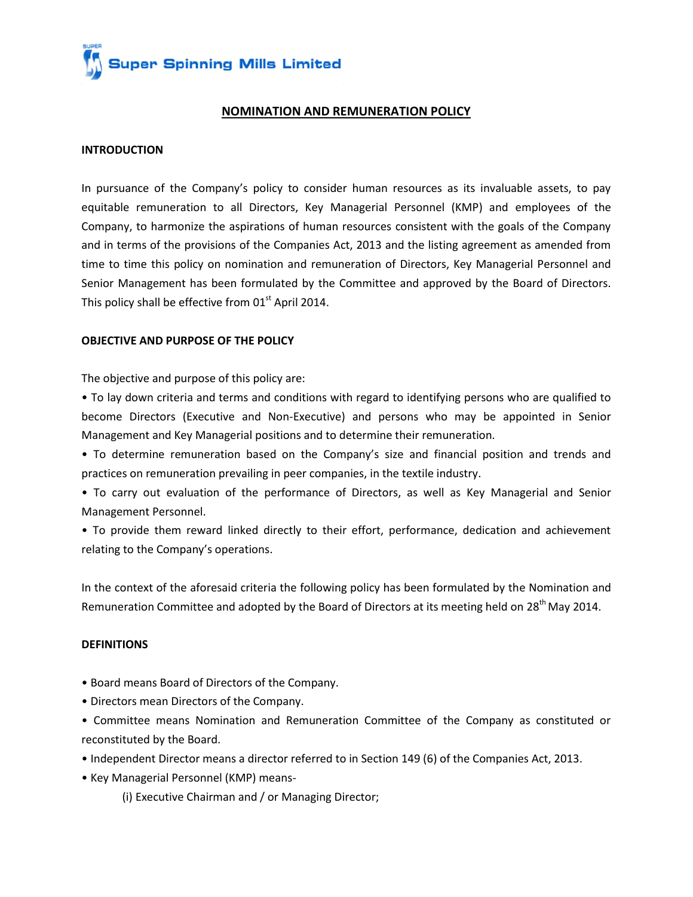Super Spinning Mills Limited

# NOMINATION AND REMUNERATION POLICY

## INTRODUCTION

In pursuance of the Company's policy to consider human resources as its invaluable assets, to pay equitable remuneration to all Directors, Key Managerial Personnel (KMP) and employees of the Company, to harmonize the aspirations of human resources consistent with the goals of the Company and in terms of the provisions of the Companies Act, 2013 and the listing agreement as amended from time to time this policy on nomination and remuneration of Directors, Key Managerial Personnel and Senior Management has been formulated by the Committee and approved by the Board of Directors. This policy shall be effective from 01st April 2014.

## OBJECTIVE AND PURPOSE OF THE POLICY

The objective and purpose of this policy are:

- To lay down criteria and terms and conditions with regard to identifying persons who are qualified to become Directors (Executive and Non-Executive) and persons who may be appointed in Senior Management and Key Managerial positions and to determine their remuneration.
- To determine remuneration based on the Company's size and financial position and trends and practices on remuneration prevailing in peer companies, in the textile industry.
- To carry out evaluation of the performance of Directors, as well as Key Managerial and Senior Management Personnel.
- To provide them reward linked directly to their effort, performance, dedication and achievement relating to the Company's operations.

In the context of the aforesaid criteria the following policy has been formulated by the Nomination and Remuneration Committee and adopted by the Board of Directors at its meeting held on 28th May 2014.

## DEFINITIONS

- Board means Board of Directors of the Company.
- Directors mean Directors of the Company.
- Committee means Nomination and Remuneration Committee of the Company as constituted or reconstituted by the Board.
- Independent Director means a director referred to in Section 149 (6) of the Companies Act, 2013.
- Key Managerial Personnel (KMP) means-
    - (i) Executive Chairman and / or Managing Director;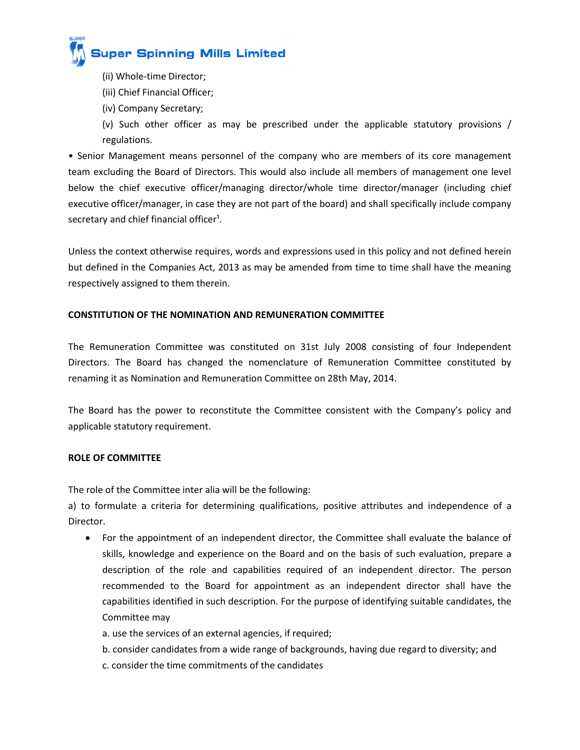(ii) Whole-time Director;

(iii) Chief Financial Officer;

(iv) Company Secretary;

(v) Such other officer as may be prescribed under the applicable statutory provisions / regulations.

• Senior Management means personnel of the company who are members of its core management team excluding the Board of Directors. This would also include all members of management one level below the chief executive officer/managing director/whole time director/manager (including chief executive officer/manager, in case they are not part of the board) and shall specifically include company secretary and chief financial officer[1].

Unless the context otherwise requires, words and expressions used in this policy and not defined herein but defined in the Companies Act, 2013 as may be amended from time to time shall have the meaning respectively assigned to them therein.

**CONSTITUTION OF THE NOMINATION AND REMUNERATION COMMITTEE**

The Remuneration Committee was constituted on 31st July 2008 consisting of four Independent Directors. The Board has changed the nomenclature of Remuneration Committee constituted by renaming it as Nomination and Remuneration Committee on 28th May, 2014.

The Board has the power to reconstitute the Committee consistent with the Company's policy and applicable statutory requirement.

**ROLE OF COMMITTEE**

The role of the Committee inter alia will be the following:

a) to formulate a criteria for determining qualifications, positive attributes and independence of a Director.

- For the appointment of an independent director, the Committee shall evaluate the balance of skills, knowledge and experience on the Board and on the basis of such evaluation, prepare a description of the role and capabilities required of an independent director. The person recommended to the Board for appointment as an independent director shall have the capabilities identified in such description. For the purpose of identifying suitable candidates, the Committee may

  a. use the services of an external agencies, if required;

  b. consider candidates from a wide range of backgrounds, having due regard to diversity; and

  c. consider the time commitments of the candidates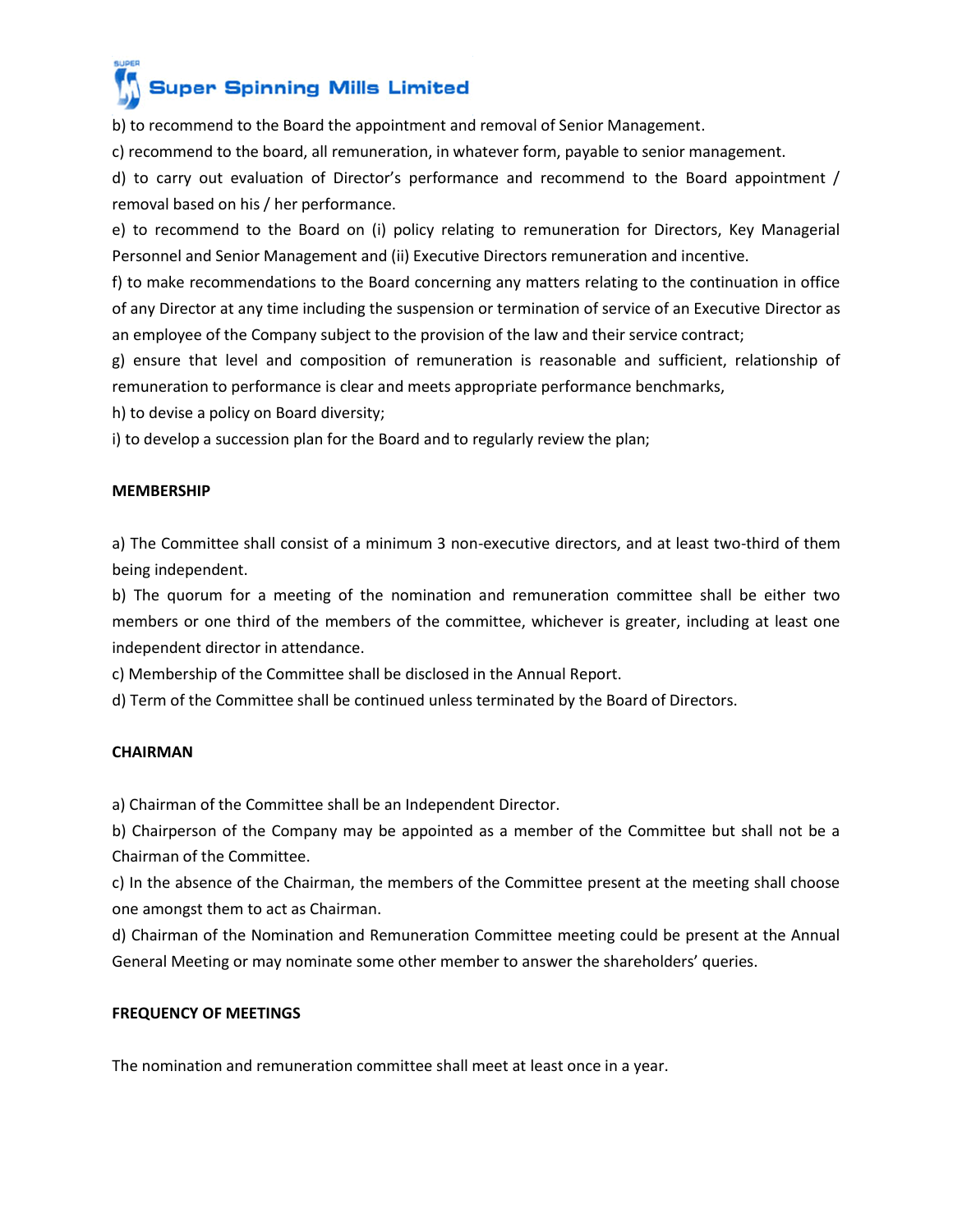b) to recommend to the Board the appointment and removal of Senior Management.

c) recommend to the board, all remuneration, in whatever form, payable to senior management.

d) to carry out evaluation of Director's performance and recommend to the Board appointment / removal based on his / her performance.

e) to recommend to the Board on (i) policy relating to remuneration for Directors, Key Managerial Personnel and Senior Management and (ii) Executive Directors remuneration and incentive.

f) to make recommendations to the Board concerning any matters relating to the continuation in office of any Director at any time including the suspension or termination of service of an Executive Director as an employee of the Company subject to the provision of the law and their service contract;

g) ensure that level and composition of remuneration is reasonable and sufficient, relationship of remuneration to performance is clear and meets appropriate performance benchmarks,

h) to devise a policy on Board diversity;

i) to develop a succession plan for the Board and to regularly review the plan;

**MEMBERSHIP**

a) The Committee shall consist of a minimum 3 non-executive directors, and at least two-third of them being independent.

b) The quorum for a meeting of the nomination and remuneration committee shall be either two members or one third of the members of the committee, whichever is greater, including at least one independent director in attendance.

c) Membership of the Committee shall be disclosed in the Annual Report.

d) Term of the Committee shall be continued unless terminated by the Board of Directors.

**CHAIRMAN**

a) Chairman of the Committee shall be an Independent Director.

b) Chairperson of the Company may be appointed as a member of the Committee but shall not be a Chairman of the Committee.

c) In the absence of the Chairman, the members of the Committee present at the meeting shall choose one amongst them to act as Chairman.

d) Chairman of the Nomination and Remuneration Committee meeting could be present at the Annual General Meeting or may nominate some other member to answer the shareholders' queries.

**FREQUENCY OF MEETINGS**

The nomination and remuneration committee shall meet at least once in a year.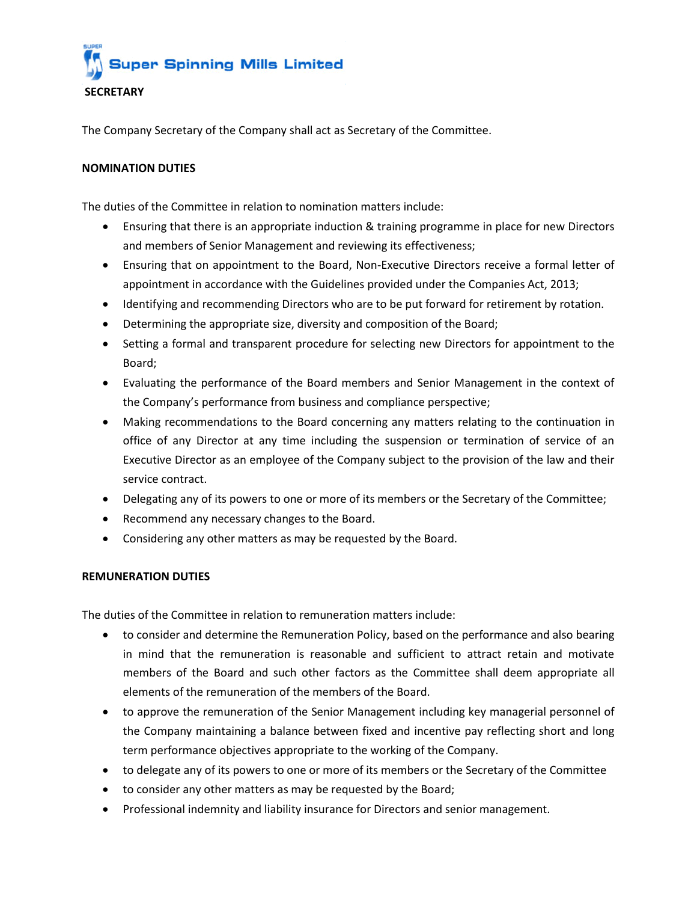## SECRETARY

The Company Secretary of the Company shall act as Secretary of the Committee.

## NOMINATION DUTIES

The duties of the Committee in relation to nomination matters include:

- Ensuring that there is an appropriate induction & training programme in place for new Directors and members of Senior Management and reviewing its effectiveness;
- Ensuring that on appointment to the Board, Non-Executive Directors receive a formal letter of appointment in accordance with the Guidelines provided under the Companies Act, 2013;
- Identifying and recommending Directors who are to be put forward for retirement by rotation.
- Determining the appropriate size, diversity and composition of the Board;
- Setting a formal and transparent procedure for selecting new Directors for appointment to the Board;
- Evaluating the performance of the Board members and Senior Management in the context of the Company's performance from business and compliance perspective;
- Making recommendations to the Board concerning any matters relating to the continuation in office of any Director at any time including the suspension or termination of service of an Executive Director as an employee of the Company subject to the provision of the law and their service contract.
- Delegating any of its powers to one or more of its members or the Secretary of the Committee;
- Recommend any necessary changes to the Board.
- Considering any other matters as may be requested by the Board.

## REMUNERATION DUTIES

The duties of the Committee in relation to remuneration matters include:

- to consider and determine the Remuneration Policy, based on the performance and also bearing in mind that the remuneration is reasonable and sufficient to attract retain and motivate members of the Board and such other factors as the Committee shall deem appropriate all elements of the remuneration of the members of the Board.
- to approve the remuneration of the Senior Management including key managerial personnel of the Company maintaining a balance between fixed and incentive pay reflecting short and long term performance objectives appropriate to the working of the Company.
- to delegate any of its powers to one or more of its members or the Secretary of the Committee
- to consider any other matters as may be requested by the Board;
- Professional indemnity and liability insurance for Directors and senior management.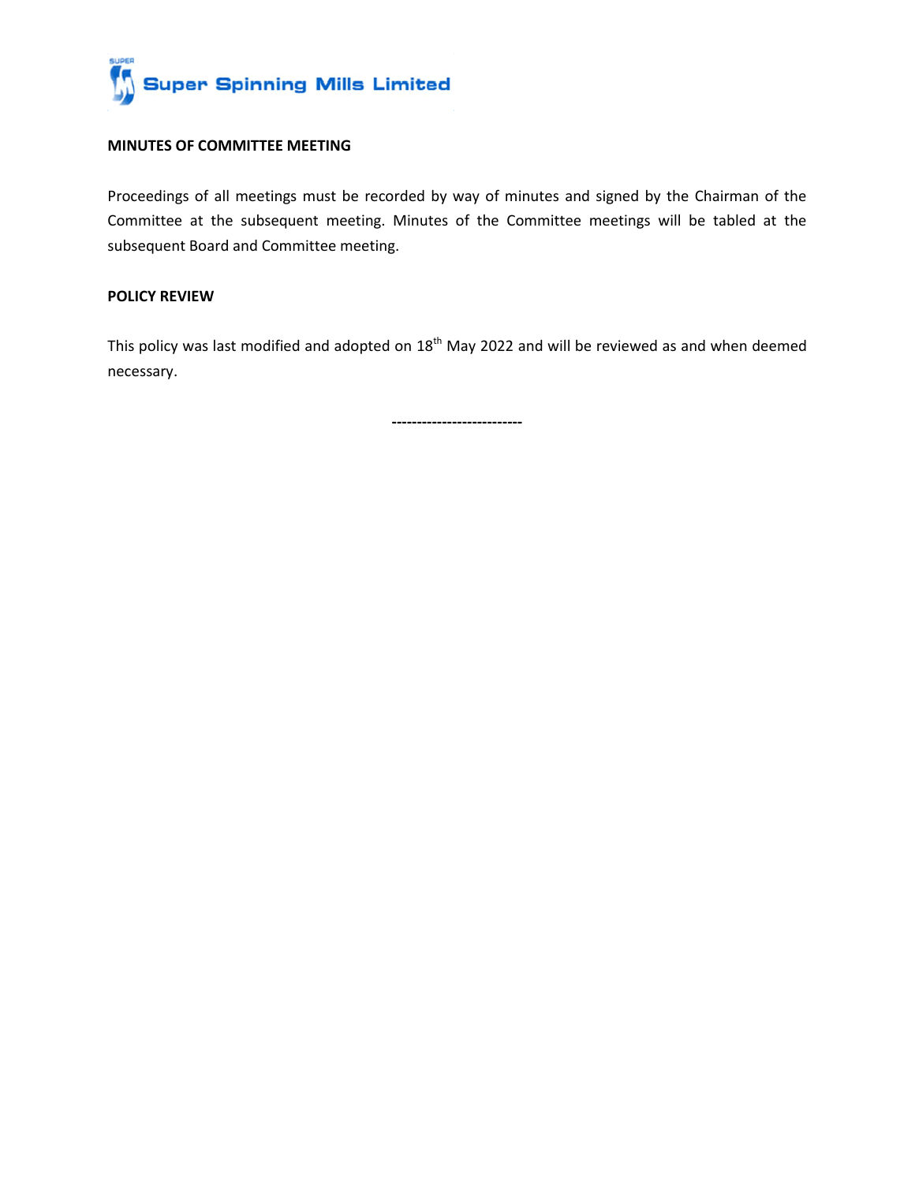**MINUTES OF COMMITTEE MEETING**

Proceedings of all meetings must be recorded by way of minutes and signed by the Chairman of the Committee at the subsequent meeting. Minutes of the Committee meetings will be tabled at the subsequent Board and Committee meeting.

**POLICY REVIEW**

This policy was last modified and adopted on 18th May 2022 and will be reviewed as and when deemed necessary.

**--------------------------**